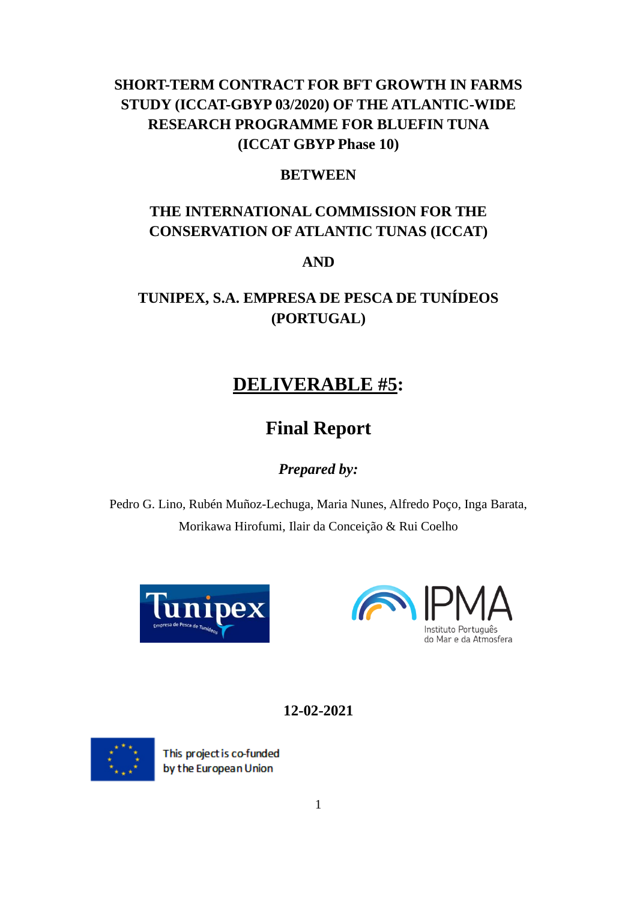**SHORT-TERM CONTRACT FOR BFT GROWTH IN FARMS STUDY (ICCAT-GBYP 03/2020) OF THE ATLANTIC-WIDE RESEARCH PROGRAMME FOR BLUEFIN TUNA (ICCAT GBYP Phase 10)**

**BETWEEN**

**THE INTERNATIONAL COMMISSION FOR THE CONSERVATION OF ATLANTIC TUNAS (ICCAT)**

**AND**

**TUNIPEX, S.A. EMPRESA DE PESCA DE TUNÍDEOS (PORTUGAL)**

# DELIVERABLE #5:

# Final Report

***Prepared by:***

Pedro G. Lino, Rubén Muñoz-Lechuga, Maria Nunes, Alfredo Poço, Inga Barata, Morikawa Hirofumi, Ilair da Conceição & Rui Coelho

Tunipex Empresa de Pesca de Tunídeos

IPMA Instituto Português do Mar e da Atmosfera

**12-02-2021**

This project is co-funded by the European Union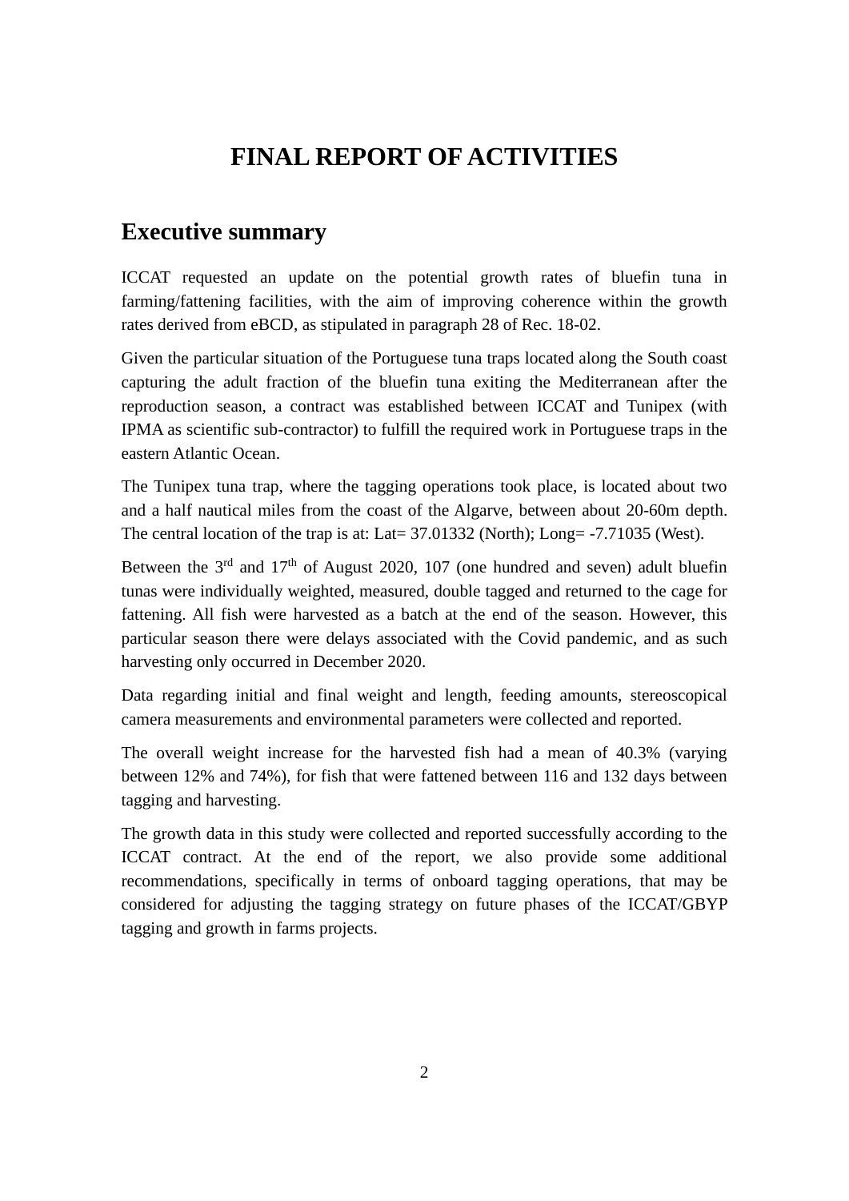# FINAL REPORT OF ACTIVITIES

## Executive summary

ICCAT requested an update on the potential growth rates of bluefin tuna in farming/fattening facilities, with the aim of improving coherence within the growth rates derived from eBCD, as stipulated in paragraph 28 of Rec. 18-02.

Given the particular situation of the Portuguese tuna traps located along the South coast capturing the adult fraction of the bluefin tuna exiting the Mediterranean after the reproduction season, a contract was established between ICCAT and Tunipex (with IPMA as scientific sub-contractor) to fulfill the required work in Portuguese traps in the eastern Atlantic Ocean.

The Tunipex tuna trap, where the tagging operations took place, is located about two and a half nautical miles from the coast of the Algarve, between about 20-60m depth. The central location of the trap is at: Lat= 37.01332 (North); Long= -7.71035 (West).

Between the 3rd and 17th of August 2020, 107 (one hundred and seven) adult bluefin tunas were individually weighted, measured, double tagged and returned to the cage for fattening. All fish were harvested as a batch at the end of the season. However, this particular season there were delays associated with the Covid pandemic, and as such harvesting only occurred in December 2020.

Data regarding initial and final weight and length, feeding amounts, stereoscopical camera measurements and environmental parameters were collected and reported.

The overall weight increase for the harvested fish had a mean of 40.3% (varying between 12% and 74%), for fish that were fattened between 116 and 132 days between tagging and harvesting.

The growth data in this study were collected and reported successfully according to the ICCAT contract. At the end of the report, we also provide some additional recommendations, specifically in terms of onboard tagging operations, that may be considered for adjusting the tagging strategy on future phases of the ICCAT/GBYP tagging and growth in farms projects.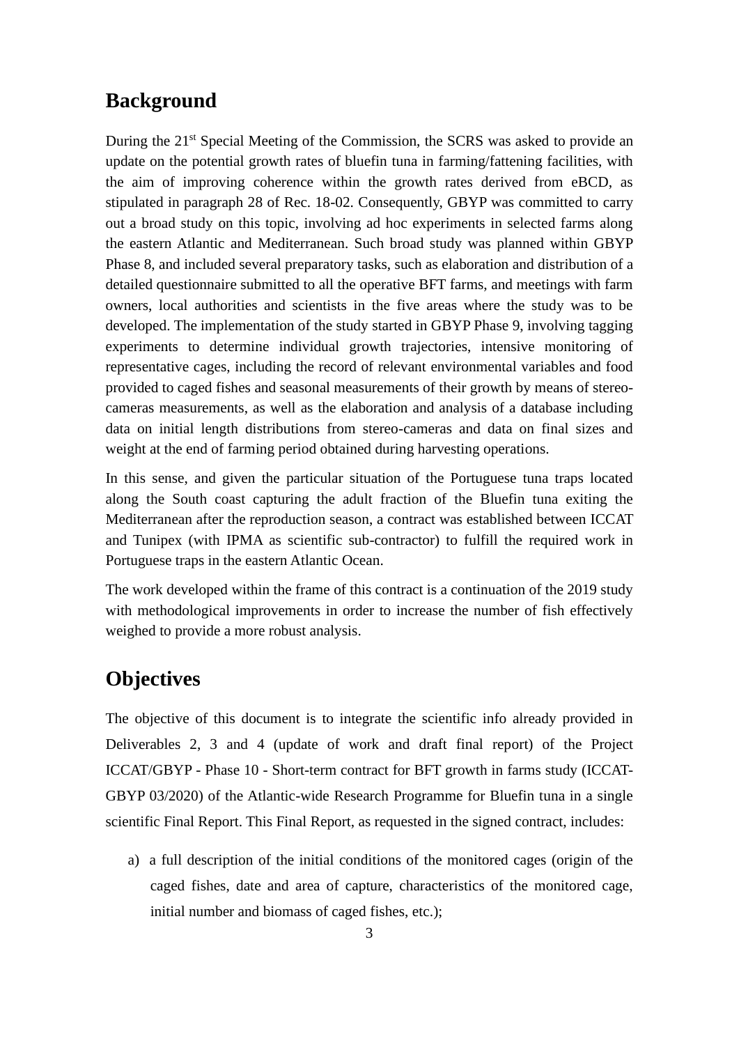## Background

During the 21st Special Meeting of the Commission, the SCRS was asked to provide an update on the potential growth rates of bluefin tuna in farming/fattening facilities, with the aim of improving coherence within the growth rates derived from eBCD, as stipulated in paragraph 28 of Rec. 18-02. Consequently, GBYP was committed to carry out a broad study on this topic, involving ad hoc experiments in selected farms along the eastern Atlantic and Mediterranean. Such broad study was planned within GBYP Phase 8, and included several preparatory tasks, such as elaboration and distribution of a detailed questionnaire submitted to all the operative BFT farms, and meetings with farm owners, local authorities and scientists in the five areas where the study was to be developed. The implementation of the study started in GBYP Phase 9, involving tagging experiments to determine individual growth trajectories, intensive monitoring of representative cages, including the record of relevant environmental variables and food provided to caged fishes and seasonal measurements of their growth by means of stereo-cameras measurements, as well as the elaboration and analysis of a database including data on initial length distributions from stereo-cameras and data on final sizes and weight at the end of farming period obtained during harvesting operations.

In this sense, and given the particular situation of the Portuguese tuna traps located along the South coast capturing the adult fraction of the Bluefin tuna exiting the Mediterranean after the reproduction season, a contract was established between ICCAT and Tunipex (with IPMA as scientific sub-contractor) to fulfill the required work in Portuguese traps in the eastern Atlantic Ocean.

The work developed within the frame of this contract is a continuation of the 2019 study with methodological improvements in order to increase the number of fish effectively weighed to provide a more robust analysis.

## Objectives

The objective of this document is to integrate the scientific info already provided in Deliverables 2, 3 and 4 (update of work and draft final report) of the Project ICCAT/GBYP - Phase 10 - Short-term contract for BFT growth in farms study (ICCAT-GBYP 03/2020) of the Atlantic-wide Research Programme for Bluefin tuna in a single scientific Final Report. This Final Report, as requested in the signed contract, includes:

a) a full description of the initial conditions of the monitored cages (origin of the caged fishes, date and area of capture, characteristics of the monitored cage, initial number and biomass of caged fishes, etc.);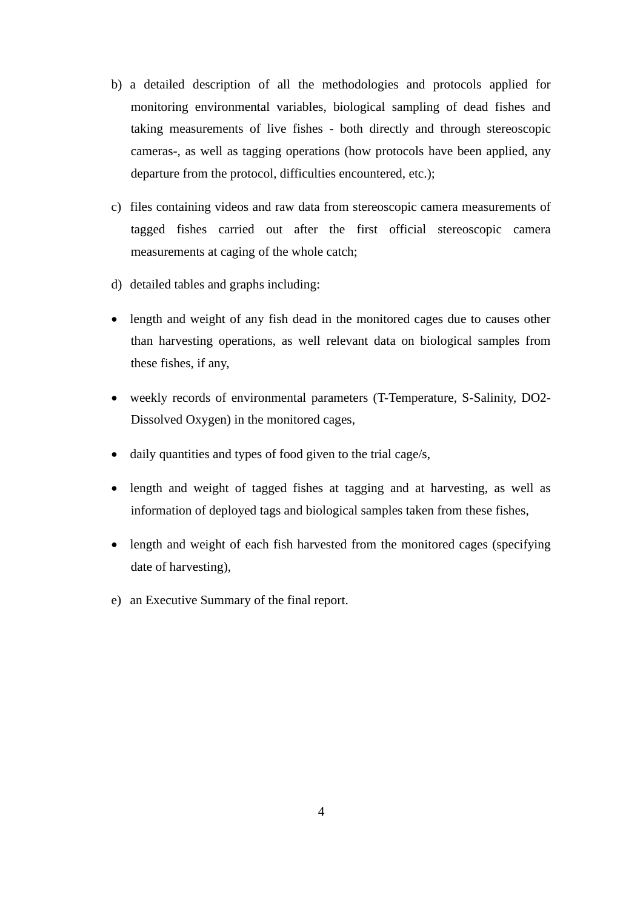b) a detailed description of all the methodologies and protocols applied for monitoring environmental variables, biological sampling of dead fishes and taking measurements of live fishes - both directly and through stereoscopic cameras-, as well as tagging operations (how protocols have been applied, any departure from the protocol, difficulties encountered, etc.);

c) files containing videos and raw data from stereoscopic camera measurements of tagged fishes carried out after the first official stereoscopic camera measurements at caging of the whole catch;

d) detailed tables and graphs including:

- length and weight of any fish dead in the monitored cages due to causes other than harvesting operations, as well relevant data on biological samples from these fishes, if any,
- weekly records of environmental parameters (T-Temperature, S-Salinity, DO2-Dissolved Oxygen) in the monitored cages,
- daily quantities and types of food given to the trial cage/s,
- length and weight of tagged fishes at tagging and at harvesting, as well as information of deployed tags and biological samples taken from these fishes,
- length and weight of each fish harvested from the monitored cages (specifying date of harvesting),

e) an Executive Summary of the final report.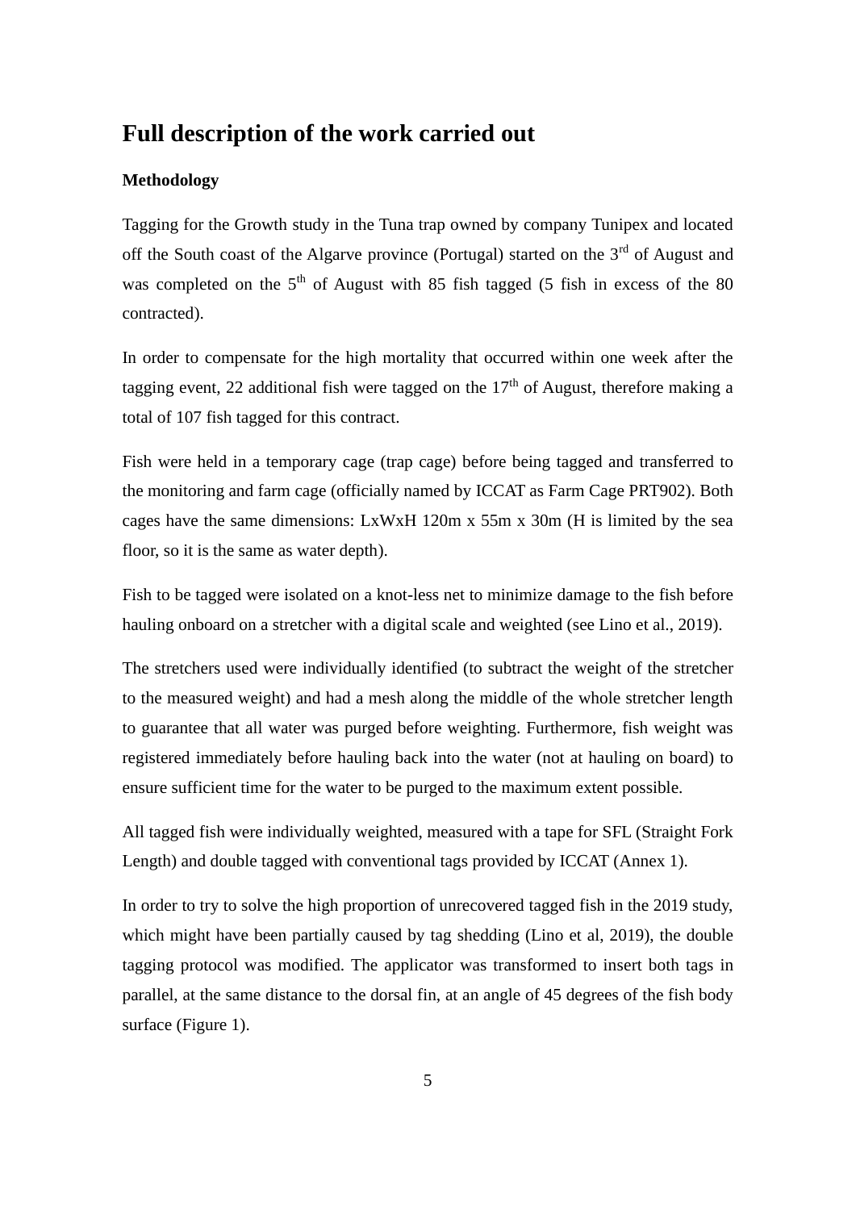# Full description of the work carried out

**Methodology**

Tagging for the Growth study in the Tuna trap owned by company Tunipex and located off the South coast of the Algarve province (Portugal) started on the 3rd of August and was completed on the 5th of August with 85 fish tagged (5 fish in excess of the 80 contracted).

In order to compensate for the high mortality that occurred within one week after the tagging event, 22 additional fish were tagged on the 17th of August, therefore making a total of 107 fish tagged for this contract.

Fish were held in a temporary cage (trap cage) before being tagged and transferred to the monitoring and farm cage (officially named by ICCAT as Farm Cage PRT902). Both cages have the same dimensions: LxWxH 120m x 55m x 30m (H is limited by the sea floor, so it is the same as water depth).

Fish to be tagged were isolated on a knot-less net to minimize damage to the fish before hauling onboard on a stretcher with a digital scale and weighted (see Lino et al., 2019).

The stretchers used were individually identified (to subtract the weight of the stretcher to the measured weight) and had a mesh along the middle of the whole stretcher length to guarantee that all water was purged before weighting. Furthermore, fish weight was registered immediately before hauling back into the water (not at hauling on board) to ensure sufficient time for the water to be purged to the maximum extent possible.

All tagged fish were individually weighted, measured with a tape for SFL (Straight Fork Length) and double tagged with conventional tags provided by ICCAT (Annex 1).

In order to try to solve the high proportion of unrecovered tagged fish in the 2019 study, which might have been partially caused by tag shedding (Lino et al, 2019), the double tagging protocol was modified. The applicator was transformed to insert both tags in parallel, at the same distance to the dorsal fin, at an angle of 45 degrees of the fish body surface (Figure 1).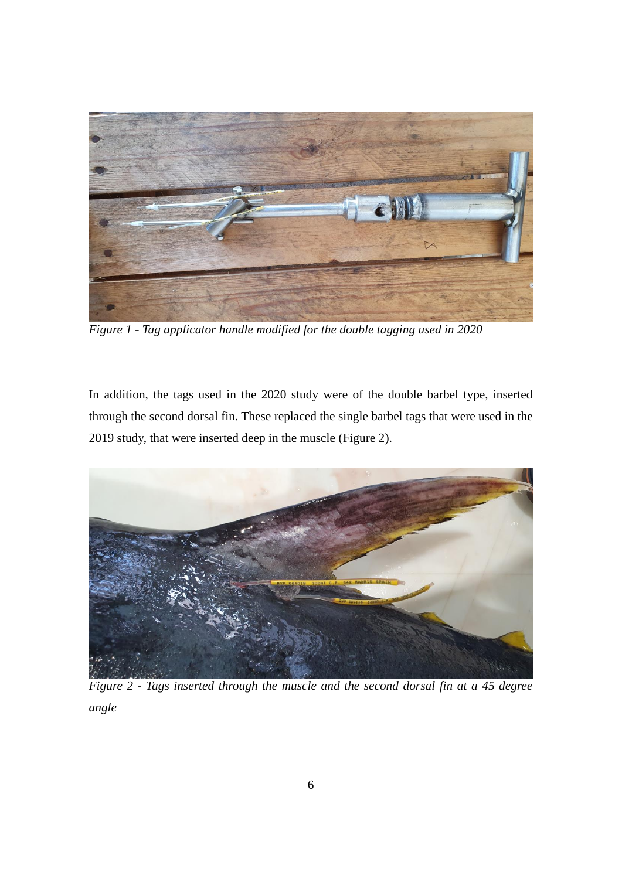*Figure 1 - Tag applicator handle modified for the double tagging used in 2020*

In addition, the tags used in the 2020 study were of the double barbel type, inserted through the second dorsal fin. These replaced the single barbel tags that were used in the 2019 study, that were inserted deep in the muscle (Figure 2).

*Figure 2 - Tags inserted through the muscle and the second dorsal fin at a 45 degree angle*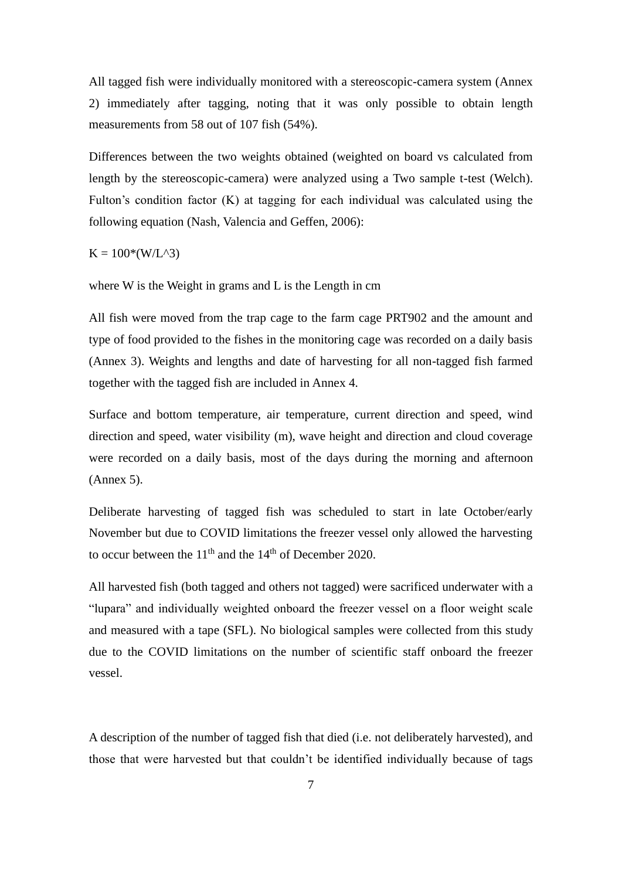All tagged fish were individually monitored with a stereoscopic-camera system (Annex 2) immediately after tagging, noting that it was only possible to obtain length measurements from 58 out of 107 fish (54%).

Differences between the two weights obtained (weighted on board vs calculated from length by the stereoscopic-camera) were analyzed using a Two sample t-test (Welch). Fulton's condition factor (K) at tagging for each individual was calculated using the following equation (Nash, Valencia and Geffen, 2006):

$K = 100*(W/L^3)$

where W is the Weight in grams and L is the Length in cm

All fish were moved from the trap cage to the farm cage PRT902 and the amount and type of food provided to the fishes in the monitoring cage was recorded on a daily basis (Annex 3). Weights and lengths and date of harvesting for all non-tagged fish farmed together with the tagged fish are included in Annex 4.

Surface and bottom temperature, air temperature, current direction and speed, wind direction and speed, water visibility (m), wave height and direction and cloud coverage were recorded on a daily basis, most of the days during the morning and afternoon (Annex 5).

Deliberate harvesting of tagged fish was scheduled to start in late October/early November but due to COVID limitations the freezer vessel only allowed the harvesting to occur between the 11th and the 14th of December 2020.

All harvested fish (both tagged and others not tagged) were sacrificed underwater with a "lupara" and individually weighted onboard the freezer vessel on a floor weight scale and measured with a tape (SFL). No biological samples were collected from this study due to the COVID limitations on the number of scientific staff onboard the freezer vessel.

A description of the number of tagged fish that died (i.e. not deliberately harvested), and those that were harvested but that couldn't be identified individually because of tags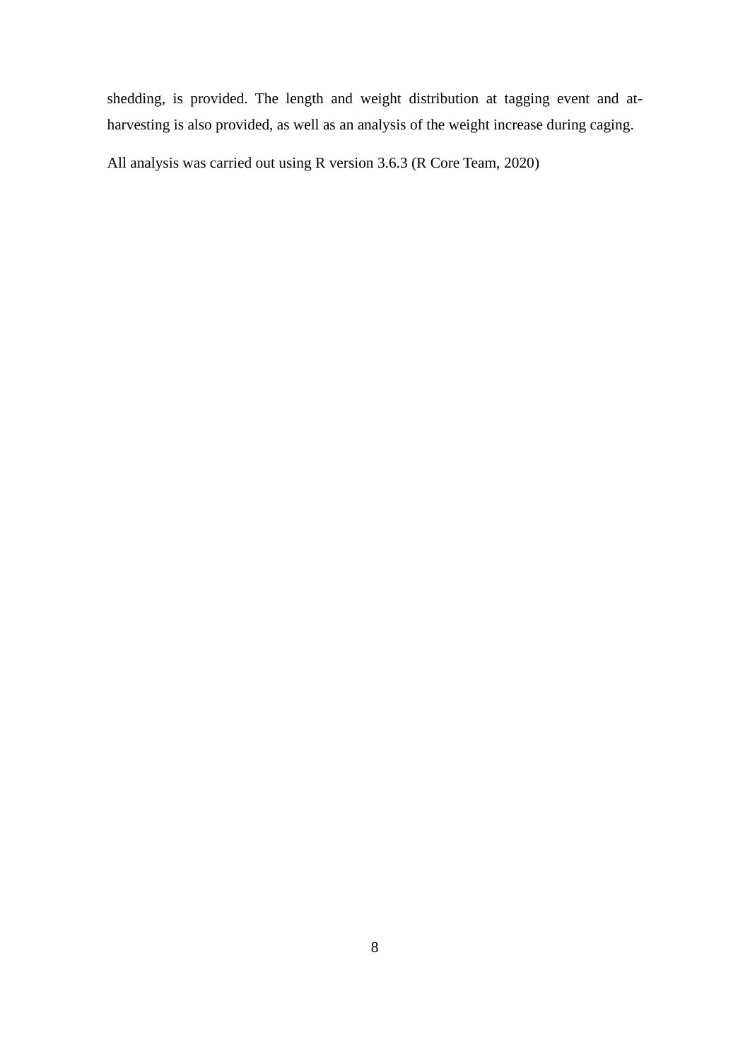shedding, is provided. The length and weight distribution at tagging event and at-harvesting is also provided, as well as an analysis of the weight increase during caging.

All analysis was carried out using R version 3.6.3 (R Core Team, 2020)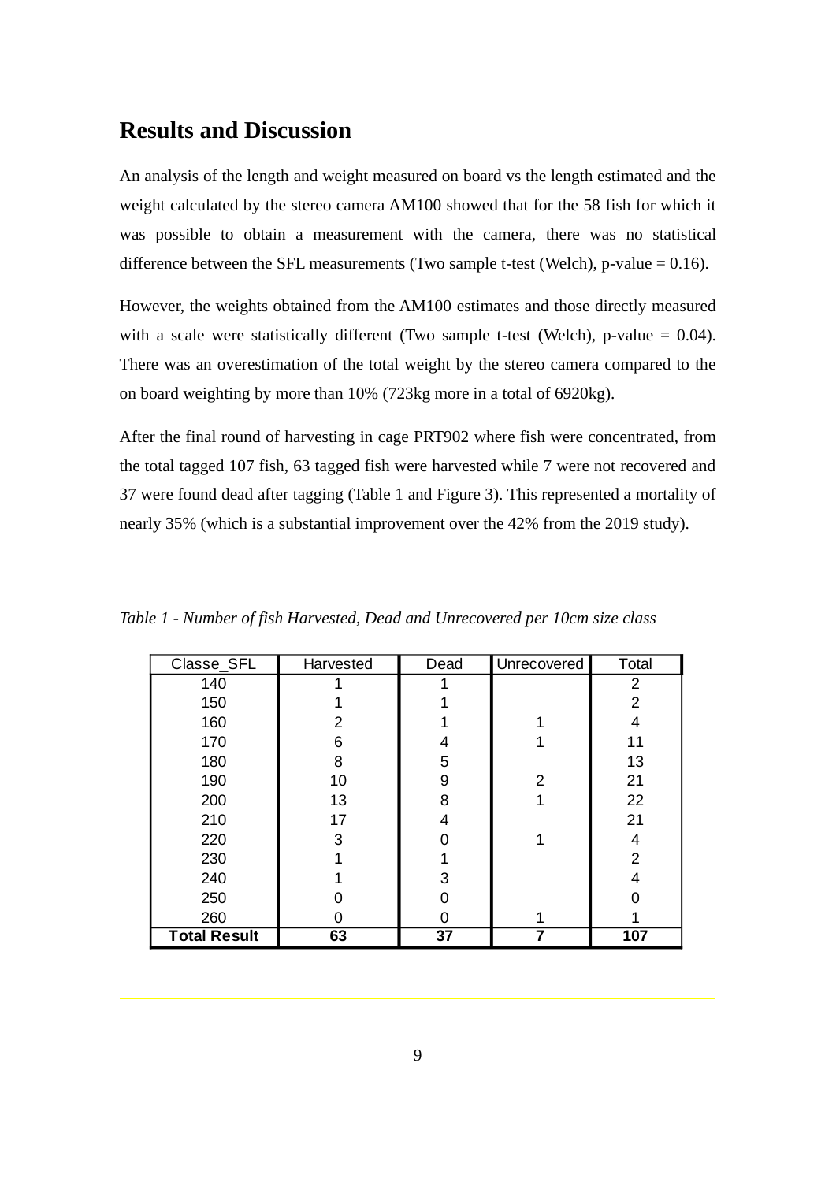## Results and Discussion

An analysis of the length and weight measured on board vs the length estimated and the weight calculated by the stereo camera AM100 showed that for the 58 fish for which it was possible to obtain a measurement with the camera, there was no statistical difference between the SFL measurements (Two sample t-test (Welch), p-value = 0.16).

However, the weights obtained from the AM100 estimates and those directly measured with a scale were statistically different (Two sample t-test (Welch), p-value = 0.04). There was an overestimation of the total weight by the stereo camera compared to the on board weighting by more than 10% (723kg more in a total of 6920kg).

After the final round of harvesting in cage PRT902 where fish were concentrated, from the total tagged 107 fish, 63 tagged fish were harvested while 7 were not recovered and 37 were found dead after tagging (Table 1 and Figure 3). This represented a mortality of nearly 35% (which is a substantial improvement over the 42% from the 2019 study).

*Table 1 - Number of fish Harvested, Dead and Unrecovered per 10cm size class*

| Classe_SFL | Harvested | Dead | Unrecovered | Total |
|---|---|---|---|---|
| 140 | 1 | 1 | | 2 |
| 150 | 1 | 1 | | 2 |
| 160 | 2 | 1 | 1 | 4 |
| 170 | 6 | 4 | 1 | 11 |
| 180 | 8 | 5 | | 13 |
| 190 | 10 | 9 | 2 | 21 |
| 200 | 13 | 8 | 1 | 22 |
| 210 | 17 | 4 | | 21 |
| 220 | 3 | 0 | 1 | 4 |
| 230 | 1 | 1 | | 2 |
| 240 | 1 | 3 | | 4 |
| 250 | 0 | 0 | | 0 |
| 260 | 0 | 0 | 1 | 1 |
| **Total Result** | **63** | **37** | **7** | **107** |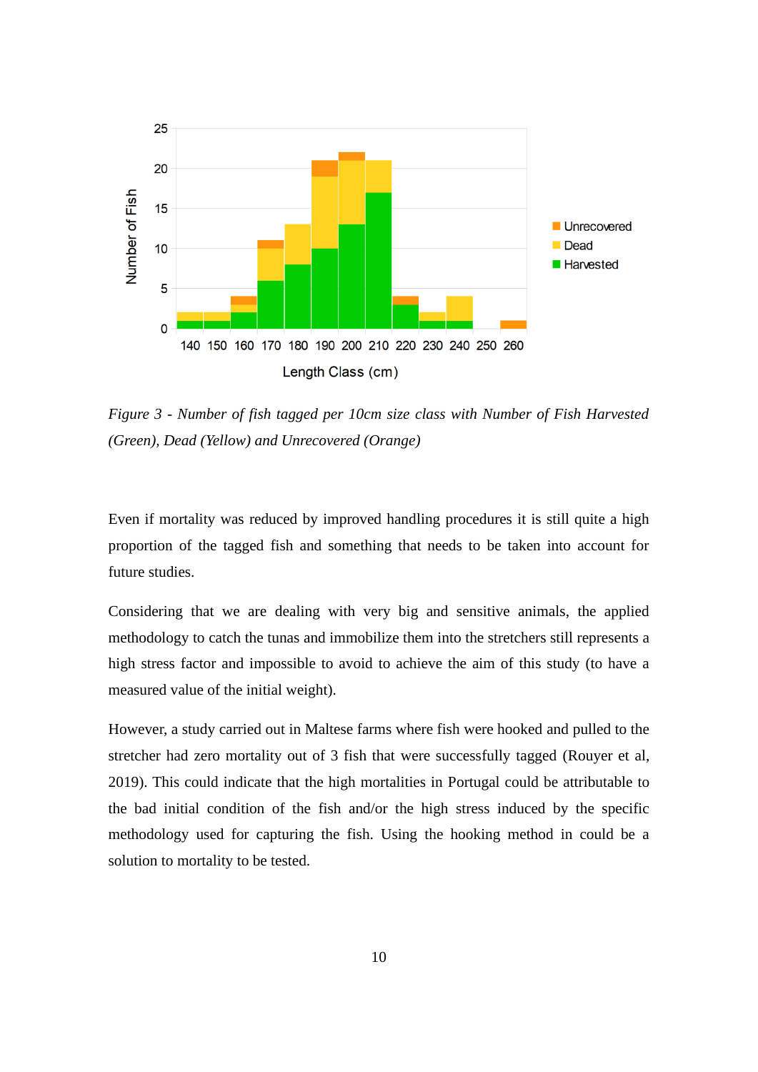*Figure 3 - Number of fish tagged per 10cm size class with Number of Fish Harvested (Green), Dead (Yellow) and Unrecovered (Orange)*

Even if mortality was reduced by improved handling procedures it is still quite a high proportion of the tagged fish and something that needs to be taken into account for future studies.

Considering that we are dealing with very big and sensitive animals, the applied methodology to catch the tunas and immobilize them into the stretchers still represents a high stress factor and impossible to avoid to achieve the aim of this study (to have a measured value of the initial weight).

However, a study carried out in Maltese farms where fish were hooked and pulled to the stretcher had zero mortality out of 3 fish that were successfully tagged (Rouyer et al, 2019). This could indicate that the high mortalities in Portugal could be attributable to the bad initial condition of the fish and/or the high stress induced by the specific methodology used for capturing the fish. Using the hooking method in could be a solution to mortality to be tested.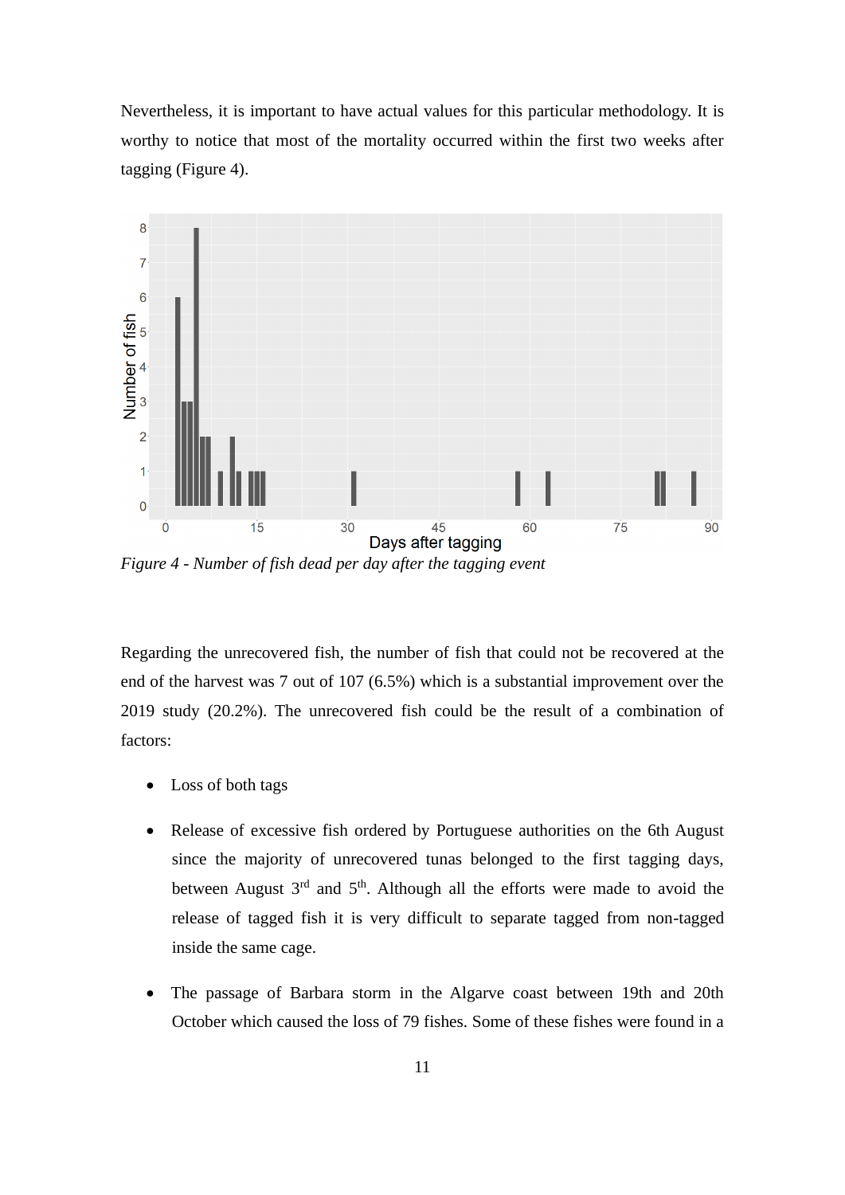Nevertheless, it is important to have actual values for this particular methodology. It is worthy to notice that most of the mortality occurred within the first two weeks after tagging (Figure 4).

*Figure 4 - Number of fish dead per day after the tagging event*

Regarding the unrecovered fish, the number of fish that could not be recovered at the end of the harvest was 7 out of 107 (6.5%) which is a substantial improvement over the 2019 study (20.2%). The unrecovered fish could be the result of a combination of factors:

- Loss of both tags
- Release of excessive fish ordered by Portuguese authorities on the 6th August since the majority of unrecovered tunas belonged to the first tagging days, between August 3rd and 5th. Although all the efforts were made to avoid the release of tagged fish it is very difficult to separate tagged from non-tagged inside the same cage.
- The passage of Barbara storm in the Algarve coast between 19th and 20th October which caused the loss of 79 fishes. Some of these fishes were found in a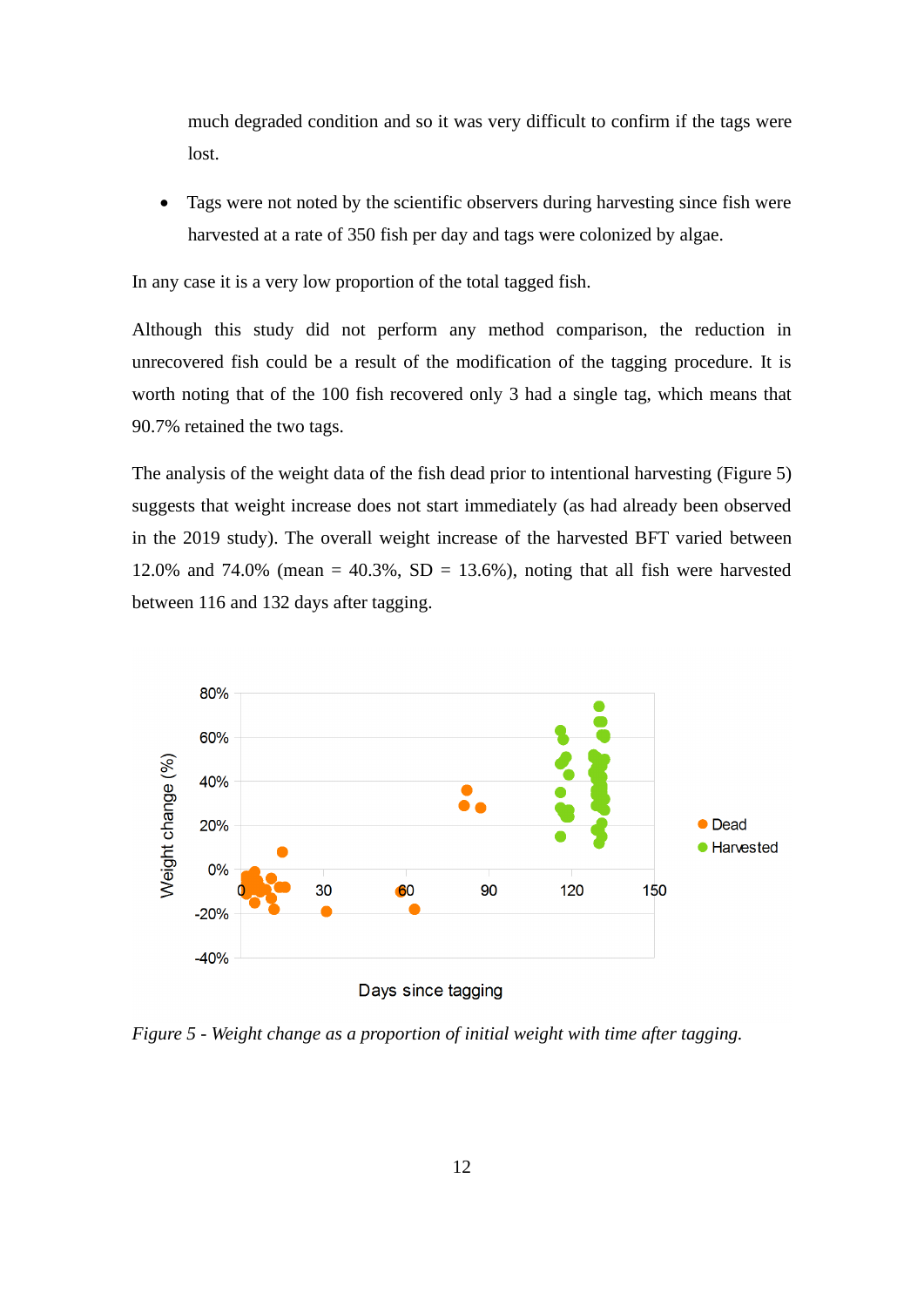much degraded condition and so it was very difficult to confirm if the tags were lost.

- Tags were not noted by the scientific observers during harvesting since fish were harvested at a rate of 350 fish per day and tags were colonized by algae.

In any case it is a very low proportion of the total tagged fish.

Although this study did not perform any method comparison, the reduction in unrecovered fish could be a result of the modification of the tagging procedure. It is worth noting that of the 100 fish recovered only 3 had a single tag, which means that 90.7% retained the two tags.

The analysis of the weight data of the fish dead prior to intentional harvesting (Figure 5) suggests that weight increase does not start immediately (as had already been observed in the 2019 study). The overall weight increase of the harvested BFT varied between 12.0% and 74.0% (mean = 40.3%, SD = 13.6%), noting that all fish were harvested between 116 and 132 days after tagging.

*Figure 5 - Weight change as a proportion of initial weight with time after tagging.*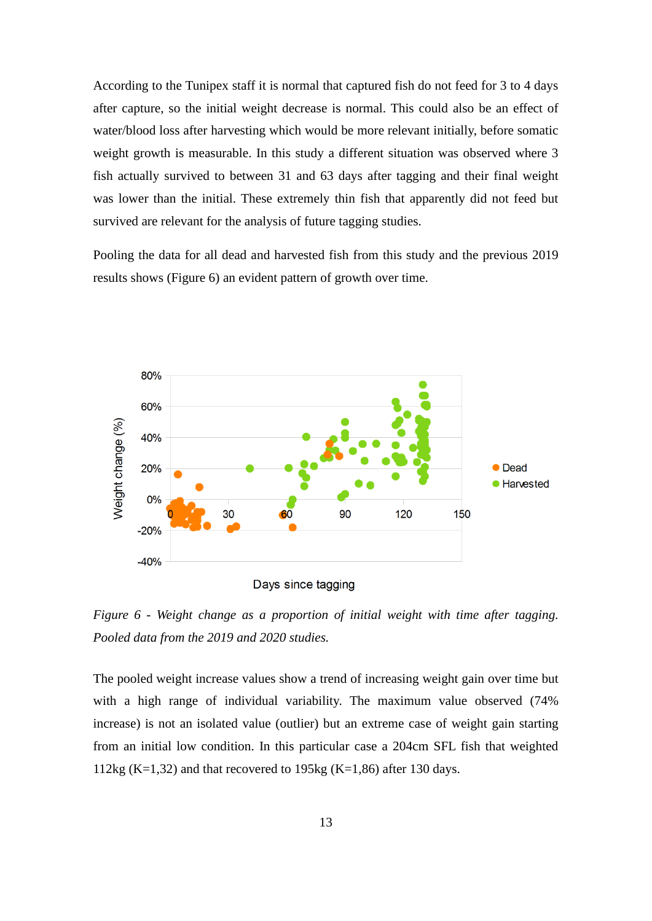According to the Tunipex staff it is normal that captured fish do not feed for 3 to 4 days after capture, so the initial weight decrease is normal. This could also be an effect of water/blood loss after harvesting which would be more relevant initially, before somatic weight growth is measurable. In this study a different situation was observed where 3 fish actually survived to between 31 and 63 days after tagging and their final weight was lower than the initial. These extremely thin fish that apparently did not feed but survived are relevant for the analysis of future tagging studies.

Pooling the data for all dead and harvested fish from this study and the previous 2019 results shows (Figure 6) an evident pattern of growth over time.

*Figure 6 - Weight change as a proportion of initial weight with time after tagging. Pooled data from the 2019 and 2020 studies.*

The pooled weight increase values show a trend of increasing weight gain over time but with a high range of individual variability. The maximum value observed (74% increase) is not an isolated value (outlier) but an extreme case of weight gain starting from an initial low condition. In this particular case a 204cm SFL fish that weighted 112kg (K=1,32) and that recovered to 195kg (K=1,86) after 130 days.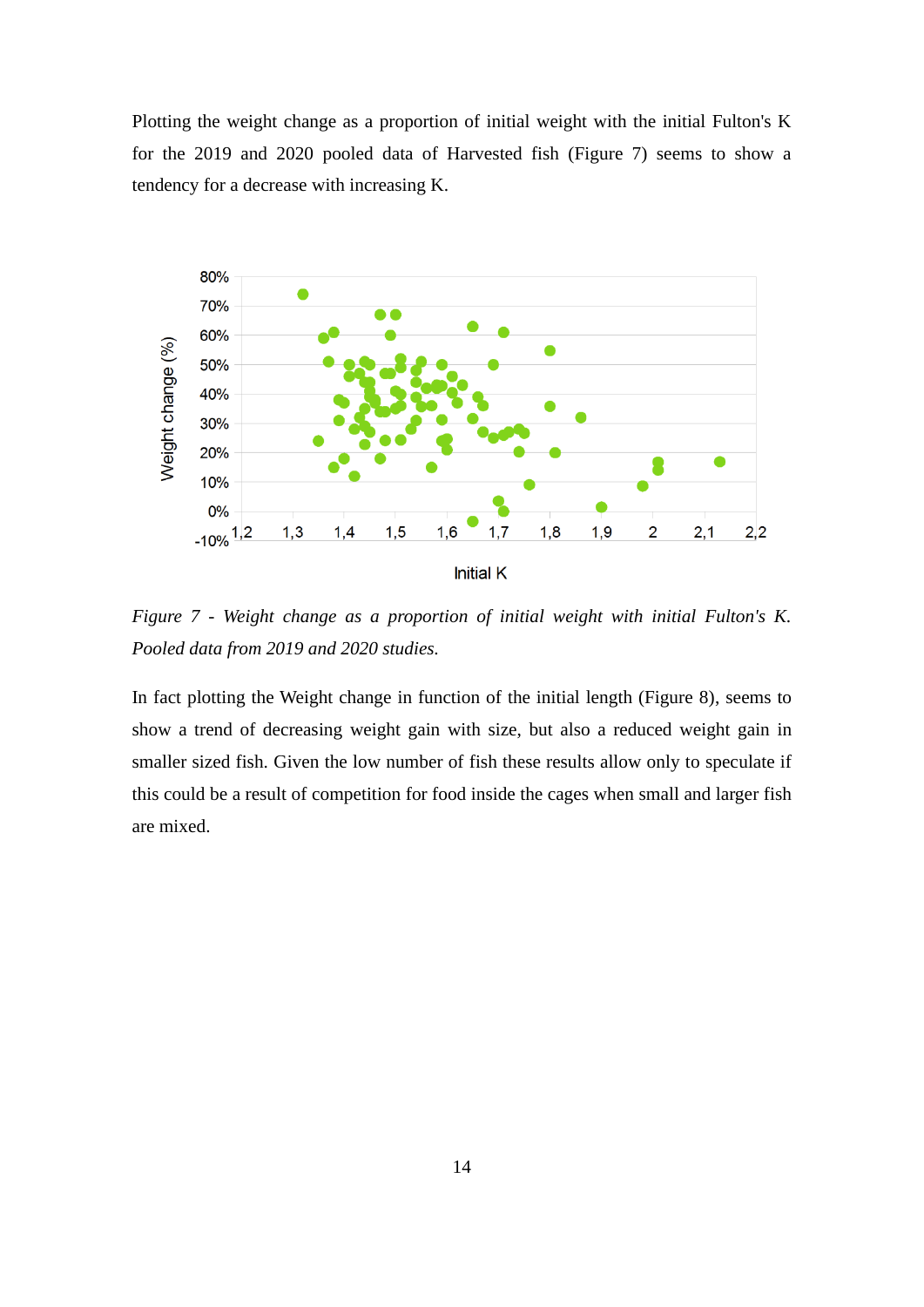Plotting the weight change as a proportion of initial weight with the initial Fulton's K for the 2019 and 2020 pooled data of Harvested fish (Figure 7) seems to show a tendency for a decrease with increasing K.

*Figure 7 - Weight change as a proportion of initial weight with initial Fulton's K. Pooled data from 2019 and 2020 studies.*

In fact plotting the Weight change in function of the initial length (Figure 8), seems to show a trend of decreasing weight gain with size, but also a reduced weight gain in smaller sized fish. Given the low number of fish these results allow only to speculate if this could be a result of competition for food inside the cages when small and larger fish are mixed.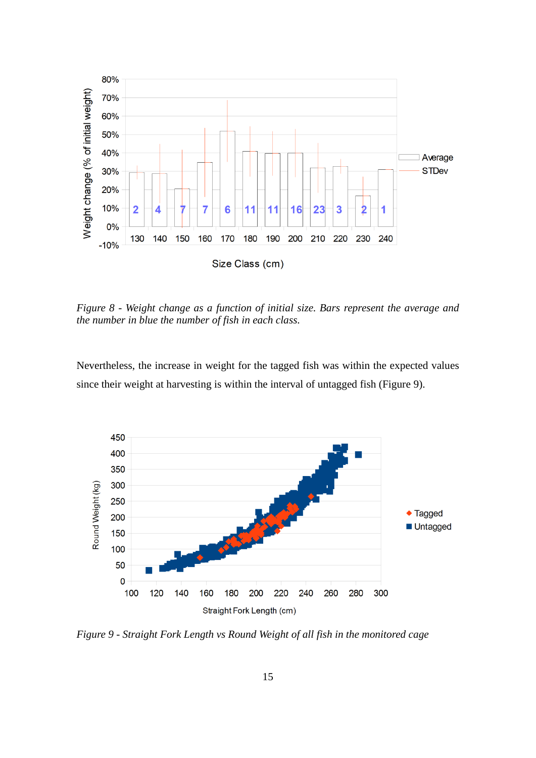*Figure 8 - Weight change as a function of initial size. Bars represent the average and the number in blue the number of fish in each class.*

Nevertheless, the increase in weight for the tagged fish was within the expected values since their weight at harvesting is within the interval of untagged fish (Figure 9).

*Figure 9 - Straight Fork Length vs Round Weight of all fish in the monitored cage*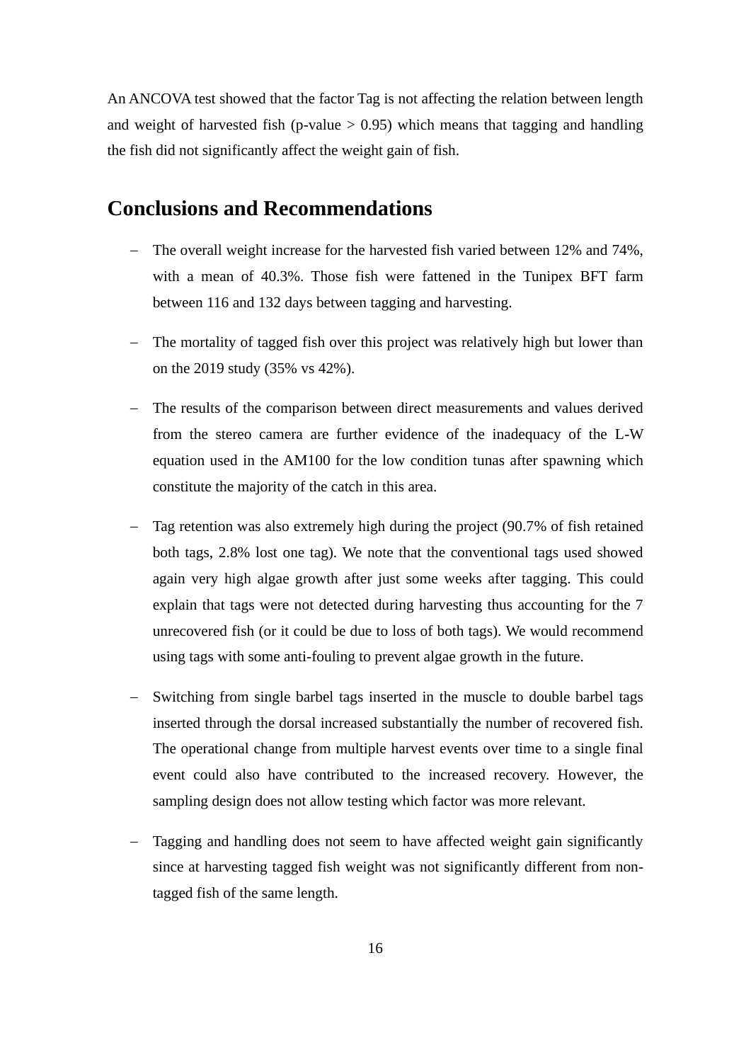An ANCOVA test showed that the factor Tag is not affecting the relation between length and weight of harvested fish (p-value $> 0.95$) which means that tagging and handling the fish did not significantly affect the weight gain of fish.

## Conclusions and Recommendations

- The overall weight increase for the harvested fish varied between 12% and 74%, with a mean of 40.3%. Those fish were fattened in the Tunipex BFT farm between 116 and 132 days between tagging and harvesting.
- The mortality of tagged fish over this project was relatively high but lower than on the 2019 study (35% vs 42%).
- The results of the comparison between direct measurements and values derived from the stereo camera are further evidence of the inadequacy of the L-W equation used in the AM100 for the low condition tunas after spawning which constitute the majority of the catch in this area.
- Tag retention was also extremely high during the project (90.7% of fish retained both tags, 2.8% lost one tag). We note that the conventional tags used showed again very high algae growth after just some weeks after tagging. This could explain that tags were not detected during harvesting thus accounting for the 7 unrecovered fish (or it could be due to loss of both tags). We would recommend using tags with some anti-fouling to prevent algae growth in the future.
- Switching from single barbel tags inserted in the muscle to double barbel tags inserted through the dorsal increased substantially the number of recovered fish. The operational change from multiple harvest events over time to a single final event could also have contributed to the increased recovery. However, the sampling design does not allow testing which factor was more relevant.
- Tagging and handling does not seem to have affected weight gain significantly since at harvesting tagged fish weight was not significantly different from non-tagged fish of the same length.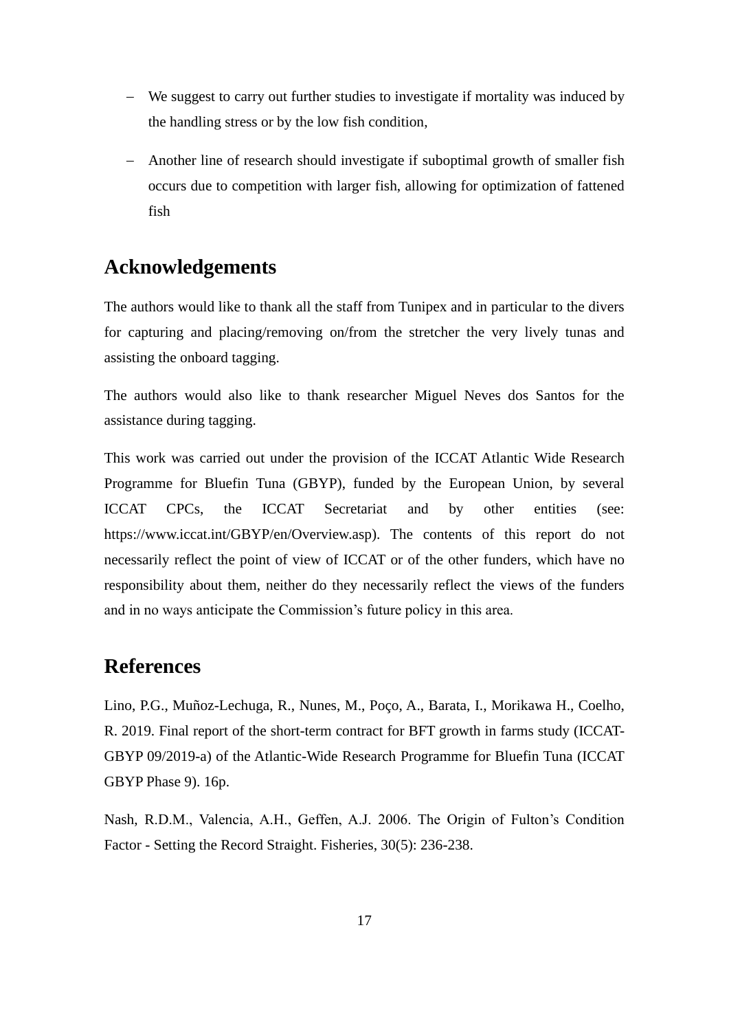- We suggest to carry out further studies to investigate if mortality was induced by the handling stress or by the low fish condition,
- Another line of research should investigate if suboptimal growth of smaller fish occurs due to competition with larger fish, allowing for optimization of fattened fish

## Acknowledgements

The authors would like to thank all the staff from Tunipex and in particular to the divers for capturing and placing/removing on/from the stretcher the very lively tunas and assisting the onboard tagging.

The authors would also like to thank researcher Miguel Neves dos Santos for the assistance during tagging.

This work was carried out under the provision of the ICCAT Atlantic Wide Research Programme for Bluefin Tuna (GBYP), funded by the European Union, by several ICCAT CPCs, the ICCAT Secretariat and by other entities (see: https://www.iccat.int/GBYP/en/Overview.asp). The contents of this report do not necessarily reflect the point of view of ICCAT or of the other funders, which have no responsibility about them, neither do they necessarily reflect the views of the funders and in no ways anticipate the Commission's future policy in this area.

## References

Lino, P.G., Muñoz-Lechuga, R., Nunes, M., Poço, A., Barata, I., Morikawa H., Coelho, R. 2019. Final report of the short-term contract for BFT growth in farms study (ICCAT-GBYP 09/2019-a) of the Atlantic-Wide Research Programme for Bluefin Tuna (ICCAT GBYP Phase 9). 16p.

Nash, R.D.M., Valencia, A.H., Geffen, A.J. 2006. The Origin of Fulton's Condition Factor - Setting the Record Straight. Fisheries, 30(5): 236-238.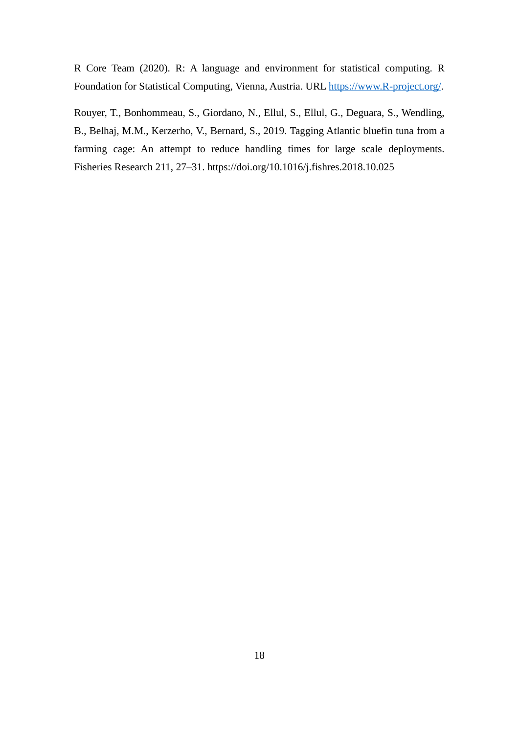R Core Team (2020). R: A language and environment for statistical computing. R Foundation for Statistical Computing, Vienna, Austria. URL https://www.R-project.org/.

Rouyer, T., Bonhommeau, S., Giordano, N., Ellul, S., Ellul, G., Deguara, S., Wendling, B., Belhaj, M.M., Kerzerho, V., Bernard, S., 2019. Tagging Atlantic bluefin tuna from a farming cage: An attempt to reduce handling times for large scale deployments. Fisheries Research 211, 27–31. https://doi.org/10.1016/j.fishres.2018.10.025